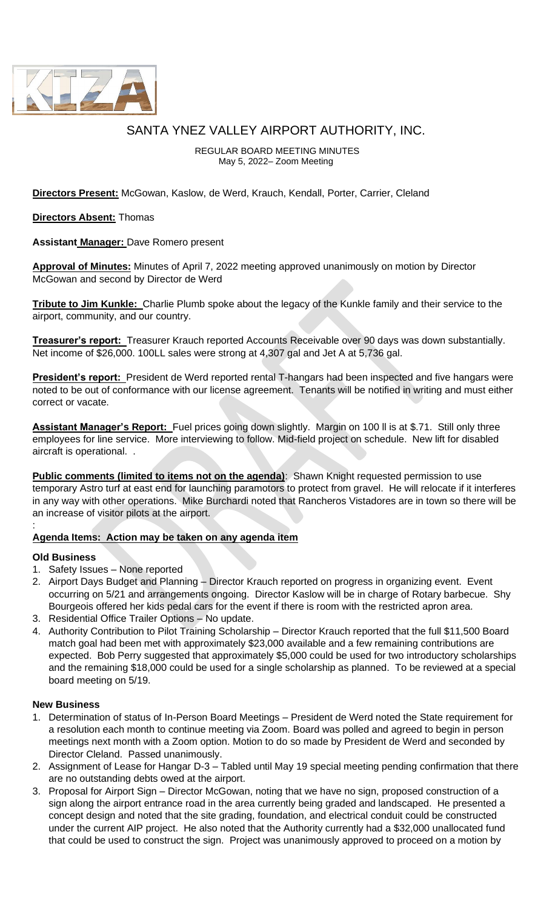# SANTA YNEZ VALLEY AIRPORT AUTHORITY, INC.

REGULAR BOARD MEETING MINUTES
May 5, 2022– Zoom Meeting

**Directors Present:** McGowan, Kaslow, de Werd, Krauch, Kendall, Porter, Carrier, Cleland

**Directors Absent:** Thomas

**Assistant Manager:** Dave Romero present

**Approval of Minutes:** Minutes of April 7, 2022 meeting approved unanimously on motion by Director McGowan and second by Director de Werd

**Tribute to Jim Kunkle:** Charlie Plumb spoke about the legacy of the Kunkle family and their service to the airport, community, and our country.

**Treasurer's report:** Treasurer Krauch reported Accounts Receivable over 90 days was down substantially. Net income of $26,000. 100LL sales were strong at 4,307 gal and Jet A at 5,736 gal.

**President's report:** President de Werd reported rental T-hangars had been inspected and five hangars were noted to be out of conformance with our license agreement. Tenants will be notified in writing and must either correct or vacate.

**Assistant Manager's Report:** Fuel prices going down slightly. Margin on 100 ll is at $.71. Still only three employees for line service. More interviewing to follow. Mid-field project on schedule. New lift for disabled aircraft is operational. .

**Public comments (limited to items not on the agenda)**: Shawn Knight requested permission to use temporary Astro turf at east end for launching paramotors to protect from gravel. He will relocate if it interferes in any way with other operations. Mike Burchardi noted that Rancheros Vistadores are in town so there will be an increase of visitor pilots at the airport.

:

**Agenda Items: Action may be taken on any agenda item**

**Old Business**

1. Safety Issues – None reported
2. Airport Days Budget and Planning – Director Krauch reported on progress in organizing event. Event occurring on 5/21 and arrangements ongoing. Director Kaslow will be in charge of Rotary barbecue. Shy Bourgeois offered her kids pedal cars for the event if there is room with the restricted apron area.
3. Residential Office Trailer Options – No update.
4. Authority Contribution to Pilot Training Scholarship – Director Krauch reported that the full $11,500 Board match goal had been met with approximately $23,000 available and a few remaining contributions are expected. Bob Perry suggested that approximately $5,000 could be used for two introductory scholarships and the remaining $18,000 could be used for a single scholarship as planned. To be reviewed at a special board meeting on 5/19.

**New Business**

1. Determination of status of In-Person Board Meetings – President de Werd noted the State requirement for a resolution each month to continue meeting via Zoom. Board was polled and agreed to begin in person meetings next month with a Zoom option. Motion to do so made by President de Werd and seconded by Director Cleland. Passed unanimously.
2. Assignment of Lease for Hangar D-3 – Tabled until May 19 special meeting pending confirmation that there are no outstanding debts owed at the airport.
3. Proposal for Airport Sign – Director McGowan, noting that we have no sign, proposed construction of a sign along the airport entrance road in the area currently being graded and landscaped. He presented a concept design and noted that the site grading, foundation, and electrical conduit could be constructed under the current AIP project. He also noted that the Authority currently had a $32,000 unallocated fund that could be used to construct the sign. Project was unanimously approved to proceed on a motion by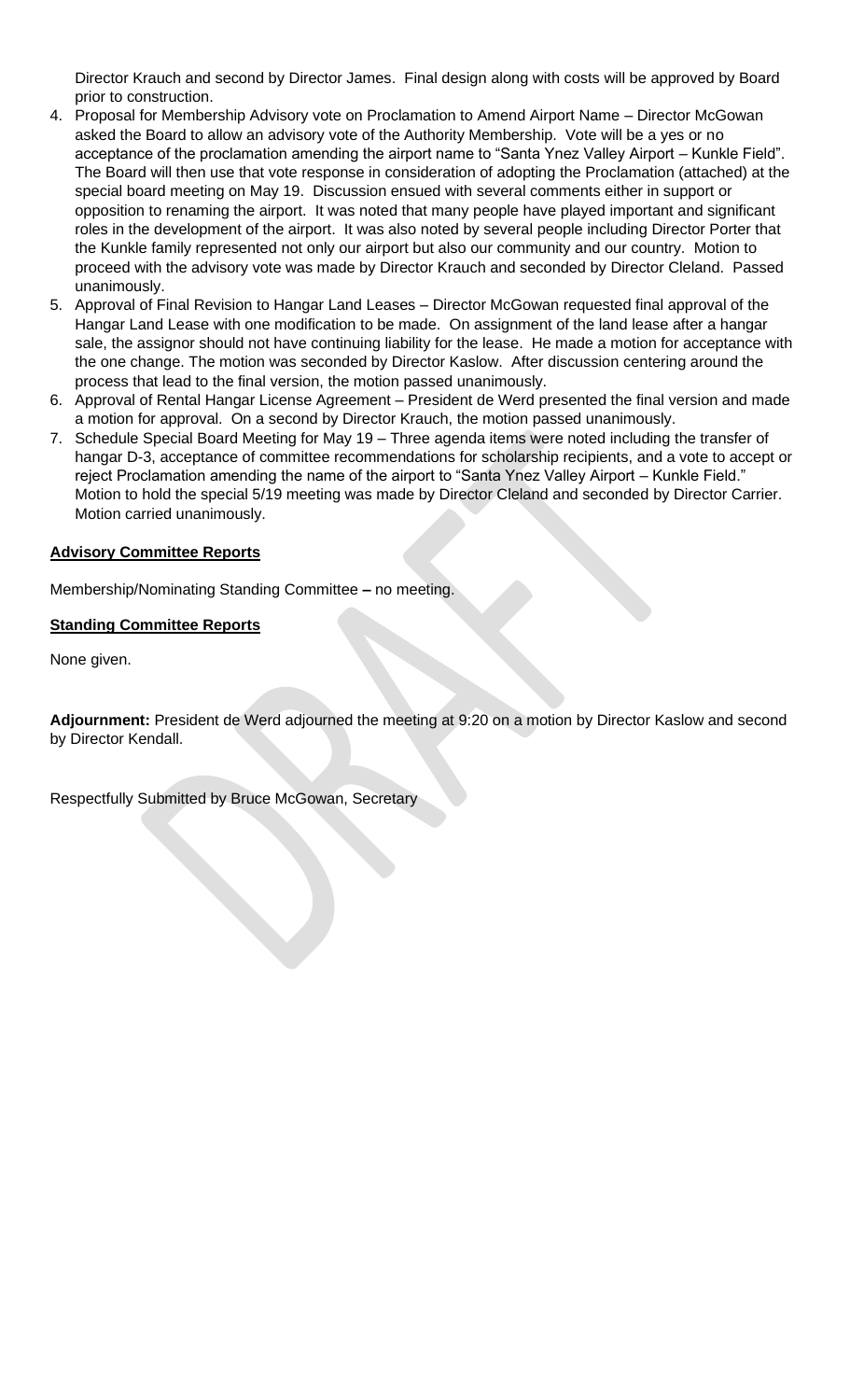Director Krauch and second by Director James. Final design along with costs will be approved by Board prior to construction.

4. Proposal for Membership Advisory vote on Proclamation to Amend Airport Name – Director McGowan asked the Board to allow an advisory vote of the Authority Membership. Vote will be a yes or no acceptance of the proclamation amending the airport name to "Santa Ynez Valley Airport – Kunkle Field". The Board will then use that vote response in consideration of adopting the Proclamation (attached) at the special board meeting on May 19. Discussion ensued with several comments either in support or opposition to renaming the airport. It was noted that many people have played important and significant roles in the development of the airport. It was also noted by several people including Director Porter that the Kunkle family represented not only our airport but also our community and our country. Motion to proceed with the advisory vote was made by Director Krauch and seconded by Director Cleland. Passed unanimously.
5. Approval of Final Revision to Hangar Land Leases – Director McGowan requested final approval of the Hangar Land Lease with one modification to be made. On assignment of the land lease after a hangar sale, the assignor should not have continuing liability for the lease. He made a motion for acceptance with the one change. The motion was seconded by Director Kaslow. After discussion centering around the process that lead to the final version, the motion passed unanimously.
6. Approval of Rental Hangar License Agreement – President de Werd presented the final version and made a motion for approval. On a second by Director Krauch, the motion passed unanimously.
7. Schedule Special Board Meeting for May 19 – Three agenda items were noted including the transfer of hangar D-3, acceptance of committee recommendations for scholarship recipients, and a vote to accept or reject Proclamation amending the name of the airport to "Santa Ynez Valley Airport – Kunkle Field." Motion to hold the special 5/19 meeting was made by Director Cleland and seconded by Director Carrier. Motion carried unanimously.

**Advisory Committee Reports**

Membership/Nominating Standing Committee **–** no meeting.

**Standing Committee Reports**

None given.

**Adjournment:** President de Werd adjourned the meeting at 9:20 on a motion by Director Kaslow and second by Director Kendall.

Respectfully Submitted by Bruce McGowan, Secretary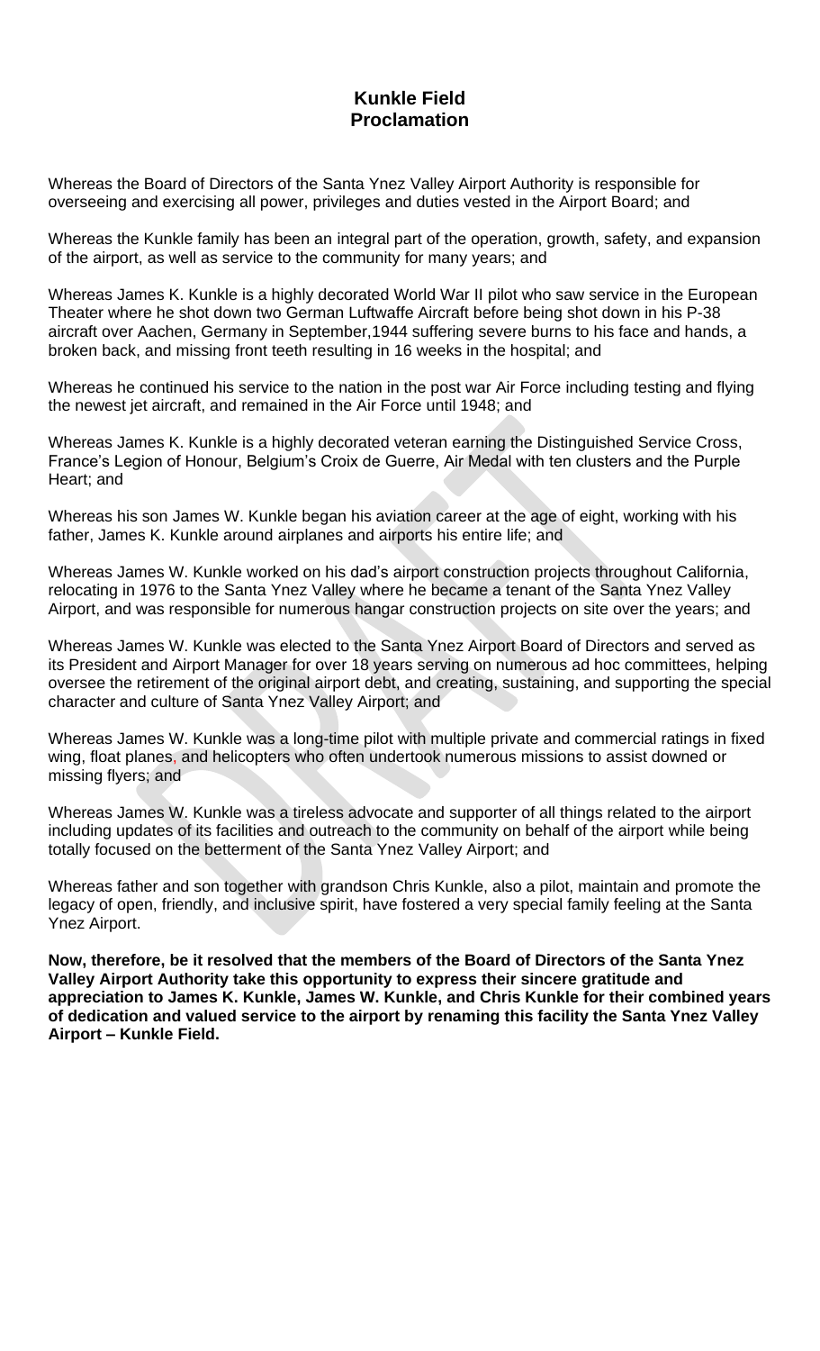# Kunkle Field
# Proclamation

Whereas the Board of Directors of the Santa Ynez Valley Airport Authority is responsible for overseeing and exercising all power, privileges and duties vested in the Airport Board; and

Whereas the Kunkle family has been an integral part of the operation, growth, safety, and expansion of the airport, as well as service to the community for many years; and

Whereas James K. Kunkle is a highly decorated World War II pilot who saw service in the European Theater where he shot down two German Luftwaffe Aircraft before being shot down in his P-38 aircraft over Aachen, Germany in September,1944 suffering severe burns to his face and hands, a broken back, and missing front teeth resulting in 16 weeks in the hospital; and

Whereas he continued his service to the nation in the post war Air Force including testing and flying the newest jet aircraft, and remained in the Air Force until 1948; and

Whereas James K. Kunkle is a highly decorated veteran earning the Distinguished Service Cross, France's Legion of Honour, Belgium's Croix de Guerre, Air Medal with ten clusters and the Purple Heart; and

Whereas his son James W. Kunkle began his aviation career at the age of eight, working with his father, James K. Kunkle around airplanes and airports his entire life; and

Whereas James W. Kunkle worked on his dad's airport construction projects throughout California, relocating in 1976 to the Santa Ynez Valley where he became a tenant of the Santa Ynez Valley Airport, and was responsible for numerous hangar construction projects on site over the years; and

Whereas James W. Kunkle was elected to the Santa Ynez Airport Board of Directors and served as its President and Airport Manager for over 18 years serving on numerous ad hoc committees, helping oversee the retirement of the original airport debt, and creating, sustaining, and supporting the special character and culture of Santa Ynez Valley Airport; and

Whereas James W. Kunkle was a long-time pilot with multiple private and commercial ratings in fixed wing, float planes, and helicopters who often undertook numerous missions to assist downed or missing flyers; and

Whereas James W. Kunkle was a tireless advocate and supporter of all things related to the airport including updates of its facilities and outreach to the community on behalf of the airport while being totally focused on the betterment of the Santa Ynez Valley Airport; and

Whereas father and son together with grandson Chris Kunkle, also a pilot, maintain and promote the legacy of open, friendly, and inclusive spirit, have fostered a very special family feeling at the Santa Ynez Airport.

**Now, therefore, be it resolved that the members of the Board of Directors of the Santa Ynez Valley Airport Authority take this opportunity to express their sincere gratitude and appreciation to James K. Kunkle, James W. Kunkle, and Chris Kunkle for their combined years of dedication and valued service to the airport by renaming this facility the Santa Ynez Valley Airport – Kunkle Field.**